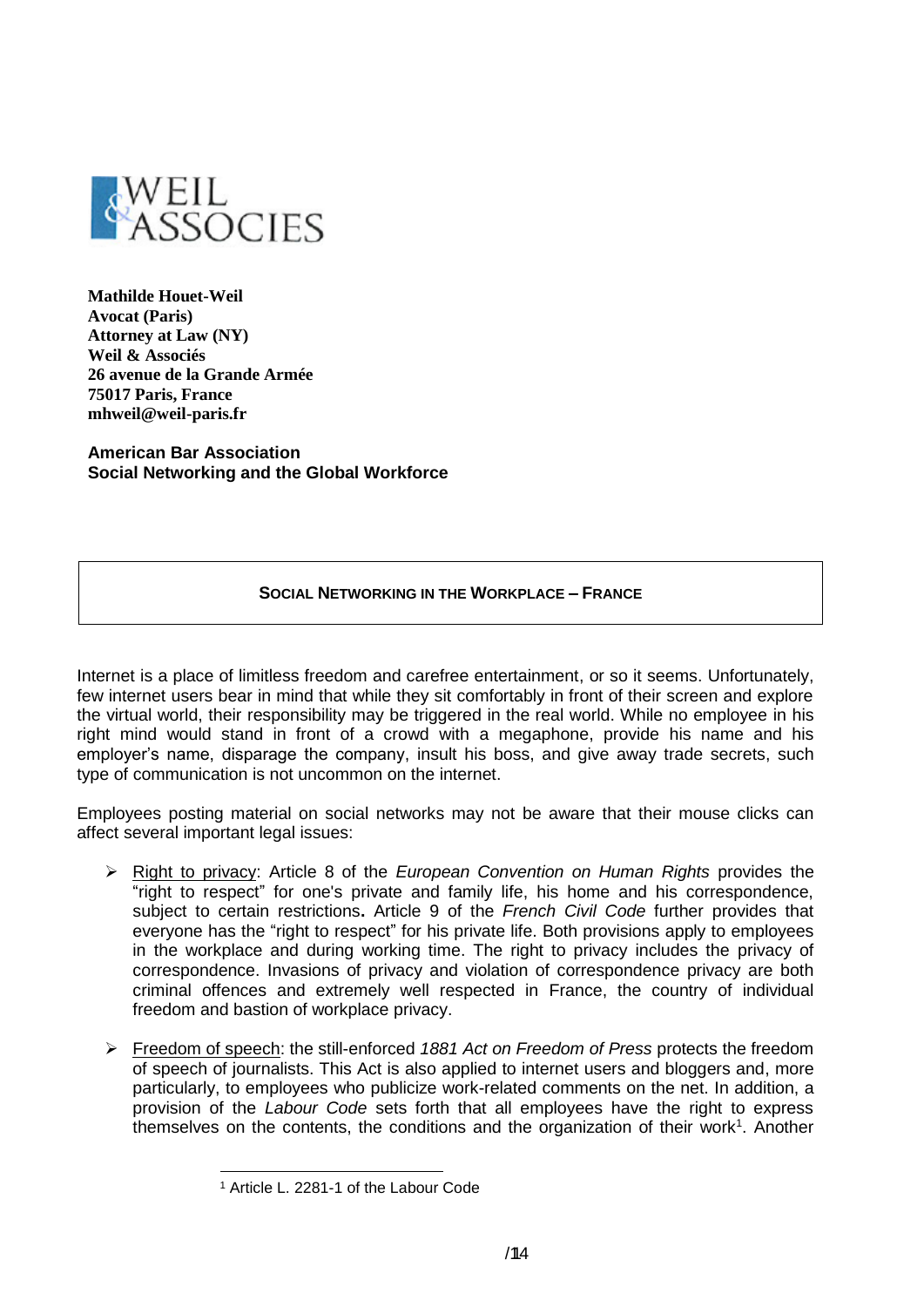WEIL & ASSOCIES

**Mathilde Houet-Weil**
**Avocat (Paris)**
**Attorney at Law (NY)**
**Weil & Associés**
**26 avenue de la Grande Armée**
**75017 Paris, France**
**mhweil@weil-paris.fr**

**American Bar Association**
**Social Networking and the Global Workforce**

# SOCIAL NETWORKING IN THE WORKPLACE – FRANCE

Internet is a place of limitless freedom and carefree entertainment, or so it seems. Unfortunately, few internet users bear in mind that while they sit comfortably in front of their screen and explore the virtual world, their responsibility may be triggered in the real world. While no employee in his right mind would stand in front of a crowd with a megaphone, provide his name and his employer's name, disparage the company, insult his boss, and give away trade secrets, such type of communication is not uncommon on the internet.

Employees posting material on social networks may not be aware that their mouse clicks can affect several important legal issues:

- Right to privacy: Article 8 of the *European Convention on Human Rights* provides the "right to respect" for one's private and family life, his home and his correspondence, subject to certain restrictions**.** Article 9 of the *French Civil Code* further provides that everyone has the "right to respect" for his private life. Both provisions apply to employees in the workplace and during working time. The right to privacy includes the privacy of correspondence. Invasions of privacy and violation of correspondence privacy are both criminal offences and extremely well respected in France, the country of individual freedom and bastion of workplace privacy.

- Freedom of speech: the still-enforced *1881 Act on Freedom of Press* protects the freedom of speech of journalists. This Act is also applied to internet users and bloggers and, more particularly, to employees who publicize work-related comments on the net. In addition, a provision of the *Labour Code* sets forth that all employees have the right to express themselves on the contents, the conditions and the organization of their work[1]. Another

[1] Article L. 2281-1 of the Labour Code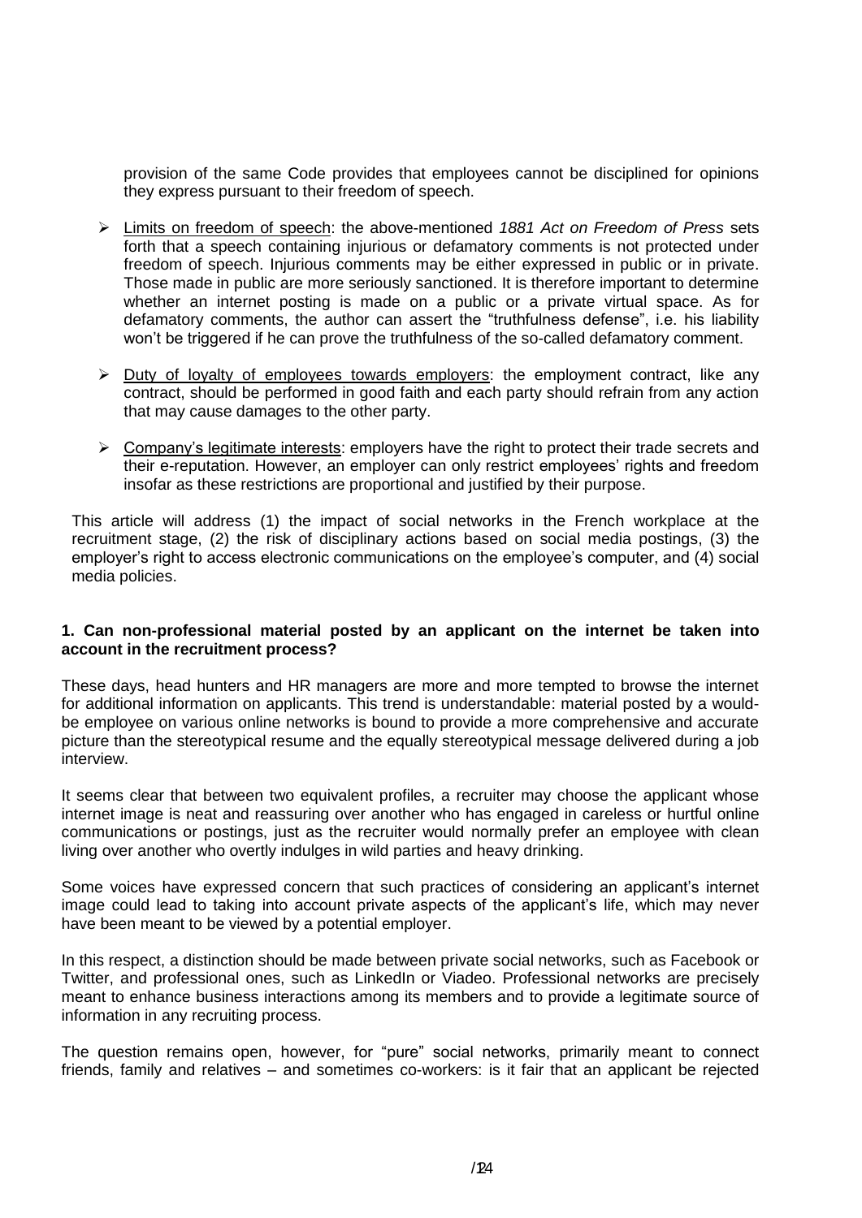provision of the same Code provides that employees cannot be disciplined for opinions they express pursuant to their freedom of speech.

- Limits on freedom of speech: the above-mentioned *1881 Act on Freedom of Press* sets forth that a speech containing injurious or defamatory comments is not protected under freedom of speech. Injurious comments may be either expressed in public or in private. Those made in public are more seriously sanctioned. It is therefore important to determine whether an internet posting is made on a public or a private virtual space. As for defamatory comments, the author can assert the "truthfulness defense", i.e. his liability won't be triggered if he can prove the truthfulness of the so-called defamatory comment.

- Duty of loyalty of employees towards employers: the employment contract, like any contract, should be performed in good faith and each party should refrain from any action that may cause damages to the other party.

- Company's legitimate interests: employers have the right to protect their trade secrets and their e-reputation. However, an employer can only restrict employees' rights and freedom insofar as these restrictions are proportional and justified by their purpose.

This article will address (1) the impact of social networks in the French workplace at the recruitment stage, (2) the risk of disciplinary actions based on social media postings, (3) the employer's right to access electronic communications on the employee's computer, and (4) social media policies.

**1. Can non-professional material posted by an applicant on the internet be taken into account in the recruitment process?**

These days, head hunters and HR managers are more and more tempted to browse the internet for additional information on applicants. This trend is understandable: material posted by a would-be employee on various online networks is bound to provide a more comprehensive and accurate picture than the stereotypical resume and the equally stereotypical message delivered during a job interview.

It seems clear that between two equivalent profiles, a recruiter may choose the applicant whose internet image is neat and reassuring over another who has engaged in careless or hurtful online communications or postings, just as the recruiter would normally prefer an employee with clean living over another who overtly indulges in wild parties and heavy drinking.

Some voices have expressed concern that such practices of considering an applicant's internet image could lead to taking into account private aspects of the applicant's life, which may never have been meant to be viewed by a potential employer.

In this respect, a distinction should be made between private social networks, such as Facebook or Twitter, and professional ones, such as LinkedIn or Viadeo. Professional networks are precisely meant to enhance business interactions among its members and to provide a legitimate source of information in any recruiting process.

The question remains open, however, for "pure" social networks, primarily meant to connect friends, family and relatives – and sometimes co-workers: is it fair that an applicant be rejected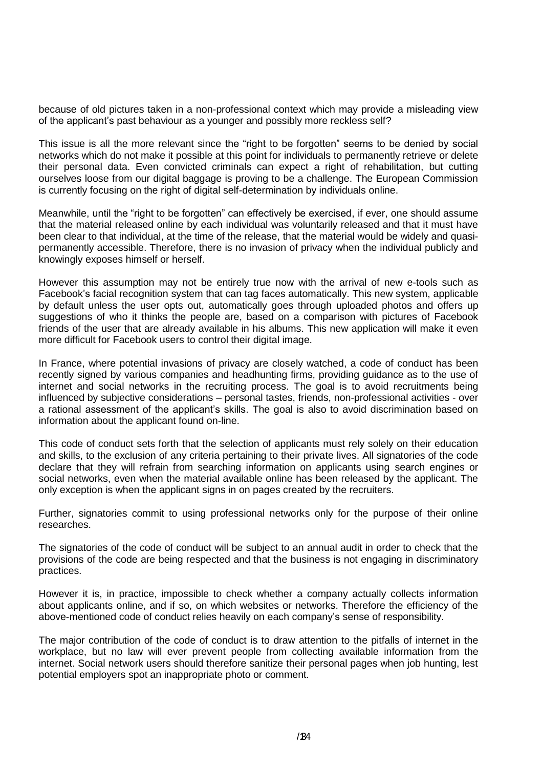because of old pictures taken in a non-professional context which may provide a misleading view of the applicant's past behaviour as a younger and possibly more reckless self?

This issue is all the more relevant since the "right to be forgotten" seems to be denied by social networks which do not make it possible at this point for individuals to permanently retrieve or delete their personal data. Even convicted criminals can expect a right of rehabilitation, but cutting ourselves loose from our digital baggage is proving to be a challenge. The European Commission is currently focusing on the right of digital self-determination by individuals online.

Meanwhile, until the "right to be forgotten" can effectively be exercised, if ever, one should assume that the material released online by each individual was voluntarily released and that it must have been clear to that individual, at the time of the release, that the material would be widely and quasi-permanently accessible. Therefore, there is no invasion of privacy when the individual publicly and knowingly exposes himself or herself.

However this assumption may not be entirely true now with the arrival of new e-tools such as Facebook's facial recognition system that can tag faces automatically. This new system, applicable by default unless the user opts out, automatically goes through uploaded photos and offers up suggestions of who it thinks the people are, based on a comparison with pictures of Facebook friends of the user that are already available in his albums. This new application will make it even more difficult for Facebook users to control their digital image.

In France, where potential invasions of privacy are closely watched, a code of conduct has been recently signed by various companies and headhunting firms, providing guidance as to the use of internet and social networks in the recruiting process. The goal is to avoid recruitments being influenced by subjective considerations – personal tastes, friends, non-professional activities - over a rational assessment of the applicant's skills. The goal is also to avoid discrimination based on information about the applicant found on-line.

This code of conduct sets forth that the selection of applicants must rely solely on their education and skills, to the exclusion of any criteria pertaining to their private lives. All signatories of the code declare that they will refrain from searching information on applicants using search engines or social networks, even when the material available online has been released by the applicant. The only exception is when the applicant signs in on pages created by the recruiters.

Further, signatories commit to using professional networks only for the purpose of their online researches.

The signatories of the code of conduct will be subject to an annual audit in order to check that the provisions of the code are being respected and that the business is not engaging in discriminatory practices.

However it is, in practice, impossible to check whether a company actually collects information about applicants online, and if so, on which websites or networks. Therefore the efficiency of the above-mentioned code of conduct relies heavily on each company's sense of responsibility.

The major contribution of the code of conduct is to draw attention to the pitfalls of internet in the workplace, but no law will ever prevent people from collecting available information from the internet. Social network users should therefore sanitize their personal pages when job hunting, lest potential employers spot an inappropriate photo or comment.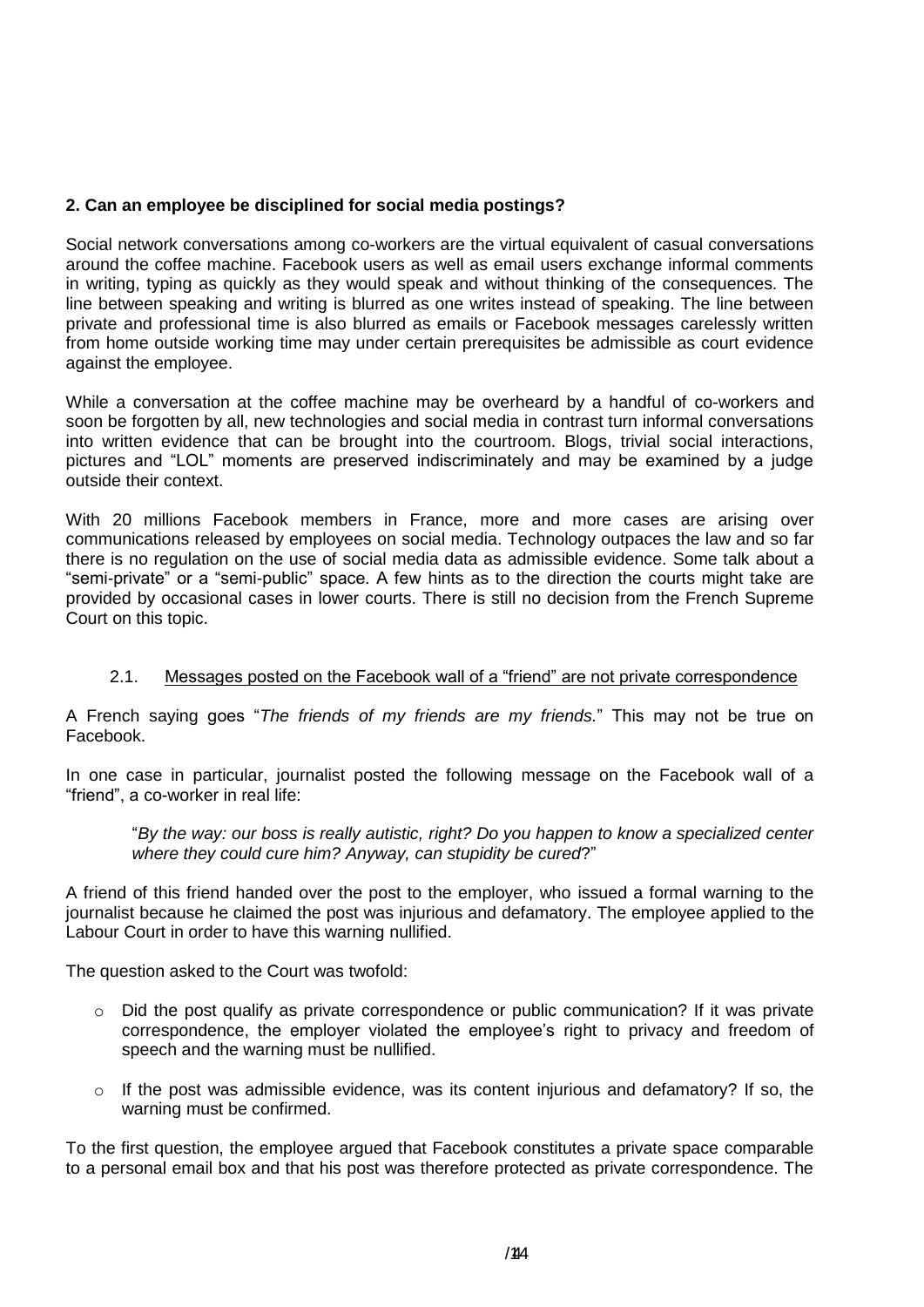**2. Can an employee be disciplined for social media postings?**

Social network conversations among co-workers are the virtual equivalent of casual conversations around the coffee machine. Facebook users as well as email users exchange informal comments in writing, typing as quickly as they would speak and without thinking of the consequences. The line between speaking and writing is blurred as one writes instead of speaking. The line between private and professional time is also blurred as emails or Facebook messages carelessly written from home outside working time may under certain prerequisites be admissible as court evidence against the employee.

While a conversation at the coffee machine may be overheard by a handful of co-workers and soon be forgotten by all, new technologies and social media in contrast turn informal conversations into written evidence that can be brought into the courtroom. Blogs, trivial social interactions, pictures and "LOL" moments are preserved indiscriminately and may be examined by a judge outside their context.

With 20 millions Facebook members in France, more and more cases are arising over communications released by employees on social media. Technology outpaces the law and so far there is no regulation on the use of social media data as admissible evidence. Some talk about a "semi-private" or a "semi-public" space. A few hints as to the direction the courts might take are provided by occasional cases in lower courts. There is still no decision from the French Supreme Court on this topic.

2.1. Messages posted on the Facebook wall of a "friend" are not private correspondence

A French saying goes "*The friends of my friends are my friends.*" This may not be true on Facebook.

In one case in particular, journalist posted the following message on the Facebook wall of a "friend", a co-worker in real life:

> "*By the way: our boss is really autistic, right? Do you happen to know a specialized center where they could cure him? Anyway, can stupidity be cured*?"

A friend of this friend handed over the post to the employer, who issued a formal warning to the journalist because he claimed the post was injurious and defamatory. The employee applied to the Labour Court in order to have this warning nullified.

The question asked to the Court was twofold:

- Did the post qualify as private correspondence or public communication? If it was private correspondence, the employer violated the employee's right to privacy and freedom of speech and the warning must be nullified.
- If the post was admissible evidence, was its content injurious and defamatory? If so, the warning must be confirmed.

To the first question, the employee argued that Facebook constitutes a private space comparable to a personal email box and that his post was therefore protected as private correspondence. The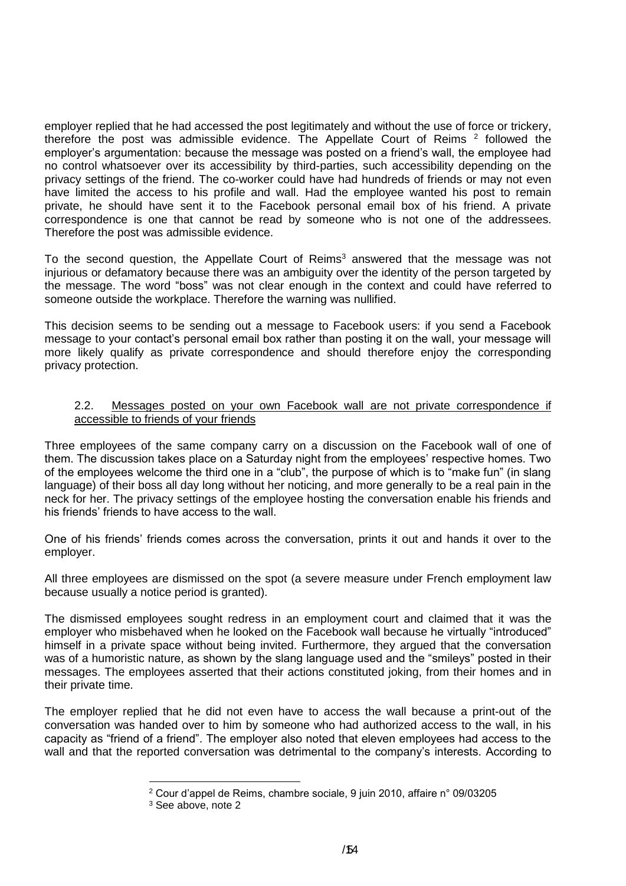employer replied that he had accessed the post legitimately and without the use of force or trickery, therefore the post was admissible evidence. The Appellate Court of Reims [2] followed the employer's argumentation: because the message was posted on a friend's wall, the employee had no control whatsoever over its accessibility by third-parties, such accessibility depending on the privacy settings of the friend. The co-worker could have had hundreds of friends or may not even have limited the access to his profile and wall. Had the employee wanted his post to remain private, he should have sent it to the Facebook personal email box of his friend. A private correspondence is one that cannot be read by someone who is not one of the addressees. Therefore the post was admissible evidence.

To the second question, the Appellate Court of Reims[3] answered that the message was not injurious or defamatory because there was an ambiguity over the identity of the person targeted by the message. The word "boss" was not clear enough in the context and could have referred to someone outside the workplace. Therefore the warning was nullified.

This decision seems to be sending out a message to Facebook users: if you send a Facebook message to your contact's personal email box rather than posting it on the wall, your message will more likely qualify as private correspondence and should therefore enjoy the corresponding privacy protection.

### 2.2. Messages posted on your own Facebook wall are not private correspondence if accessible to friends of your friends

Three employees of the same company carry on a discussion on the Facebook wall of one of them. The discussion takes place on a Saturday night from the employees' respective homes. Two of the employees welcome the third one in a "club", the purpose of which is to "make fun" (in slang language) of their boss all day long without her noticing, and more generally to be a real pain in the neck for her. The privacy settings of the employee hosting the conversation enable his friends and his friends' friends to have access to the wall.

One of his friends' friends comes across the conversation, prints it out and hands it over to the employer.

All three employees are dismissed on the spot (a severe measure under French employment law because usually a notice period is granted).

The dismissed employees sought redress in an employment court and claimed that it was the employer who misbehaved when he looked on the Facebook wall because he virtually "introduced" himself in a private space without being invited. Furthermore, they argued that the conversation was of a humoristic nature, as shown by the slang language used and the "smileys" posted in their messages. The employees asserted that their actions constituted joking, from their homes and in their private time.

The employer replied that he did not even have to access the wall because a print-out of the conversation was handed over to him by someone who had authorized access to the wall, in his capacity as "friend of a friend". The employer also noted that eleven employees had access to the wall and that the reported conversation was detrimental to the company's interests. According to

[2] Cour d'appel de Reims, chambre sociale, 9 juin 2010, affaire n° 09/03205

[3] See above, note 2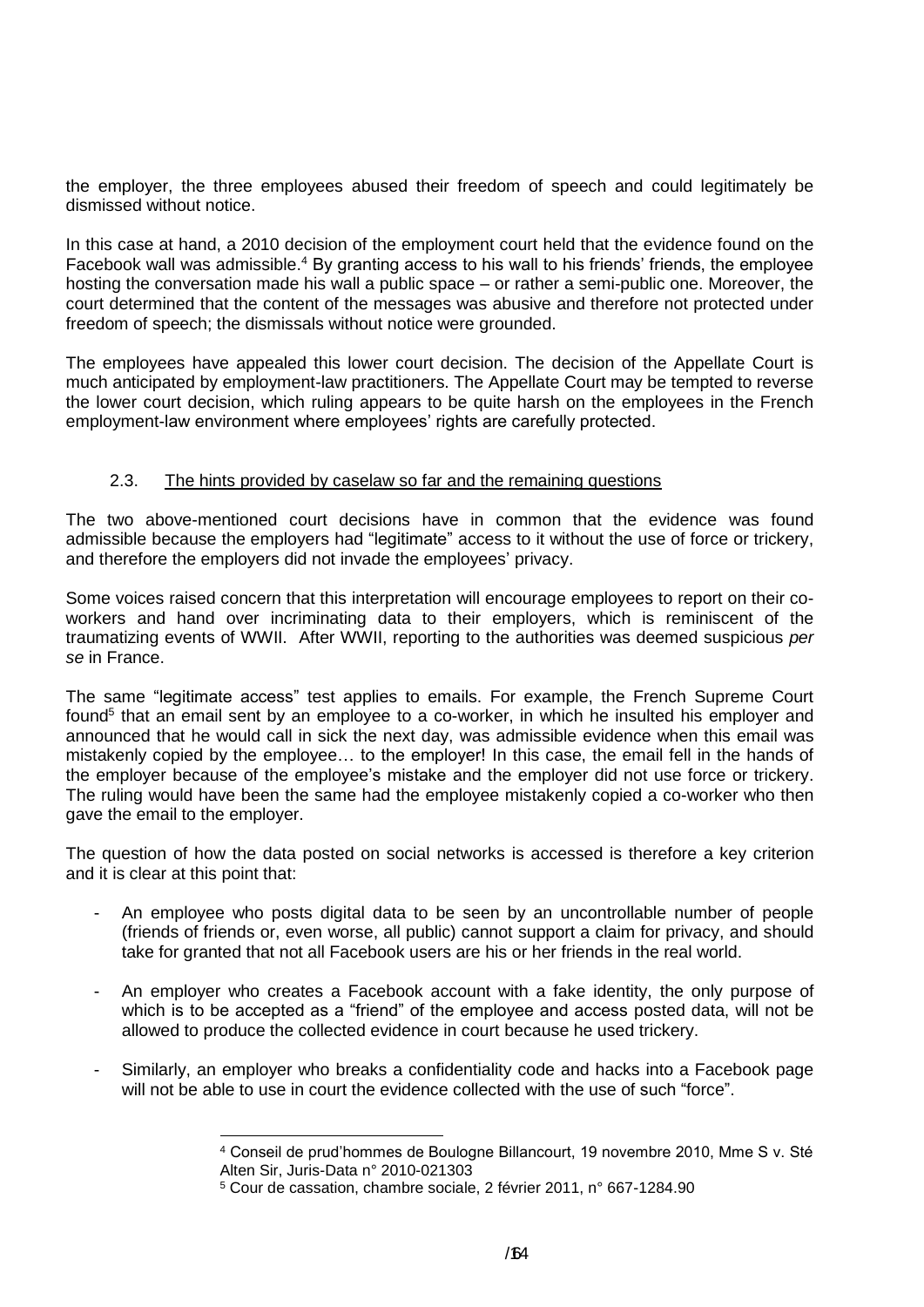the employer, the three employees abused their freedom of speech and could legitimately be dismissed without notice.

In this case at hand, a 2010 decision of the employment court held that the evidence found on the Facebook wall was admissible.[4] By granting access to his wall to his friends' friends, the employee hosting the conversation made his wall a public space – or rather a semi-public one. Moreover, the court determined that the content of the messages was abusive and therefore not protected under freedom of speech; the dismissals without notice were grounded.

The employees have appealed this lower court decision. The decision of the Appellate Court is much anticipated by employment-law practitioners. The Appellate Court may be tempted to reverse the lower court decision, which ruling appears to be quite harsh on the employees in the French employment-law environment where employees' rights are carefully protected.

### 2.3. The hints provided by caselaw so far and the remaining questions

The two above-mentioned court decisions have in common that the evidence was found admissible because the employers had "legitimate" access to it without the use of force or trickery, and therefore the employers did not invade the employees' privacy.

Some voices raised concern that this interpretation will encourage employees to report on their co-workers and hand over incriminating data to their employers, which is reminiscent of the traumatizing events of WWII. After WWII, reporting to the authorities was deemed suspicious *per se* in France.

The same "legitimate access" test applies to emails. For example, the French Supreme Court found[5] that an email sent by an employee to a co-worker, in which he insulted his employer and announced that he would call in sick the next day, was admissible evidence when this email was mistakenly copied by the employee… to the employer! In this case, the email fell in the hands of the employer because of the employee's mistake and the employer did not use force or trickery. The ruling would have been the same had the employee mistakenly copied a co-worker who then gave the email to the employer.

The question of how the data posted on social networks is accessed is therefore a key criterion and it is clear at this point that:

- An employee who posts digital data to be seen by an uncontrollable number of people (friends of friends or, even worse, all public) cannot support a claim for privacy, and should take for granted that not all Facebook users are his or her friends in the real world.
- An employer who creates a Facebook account with a fake identity, the only purpose of which is to be accepted as a "friend" of the employee and access posted data, will not be allowed to produce the collected evidence in court because he used trickery.
- Similarly, an employer who breaks a confidentiality code and hacks into a Facebook page will not be able to use in court the evidence collected with the use of such "force".

---

[4] Conseil de prud'hommes de Boulogne Billancourt, 19 novembre 2010, Mme S v. Sté Alten Sir, Juris-Data n° 2010-021303

[5] Cour de cassation, chambre sociale, 2 février 2011, n° 667-1284.90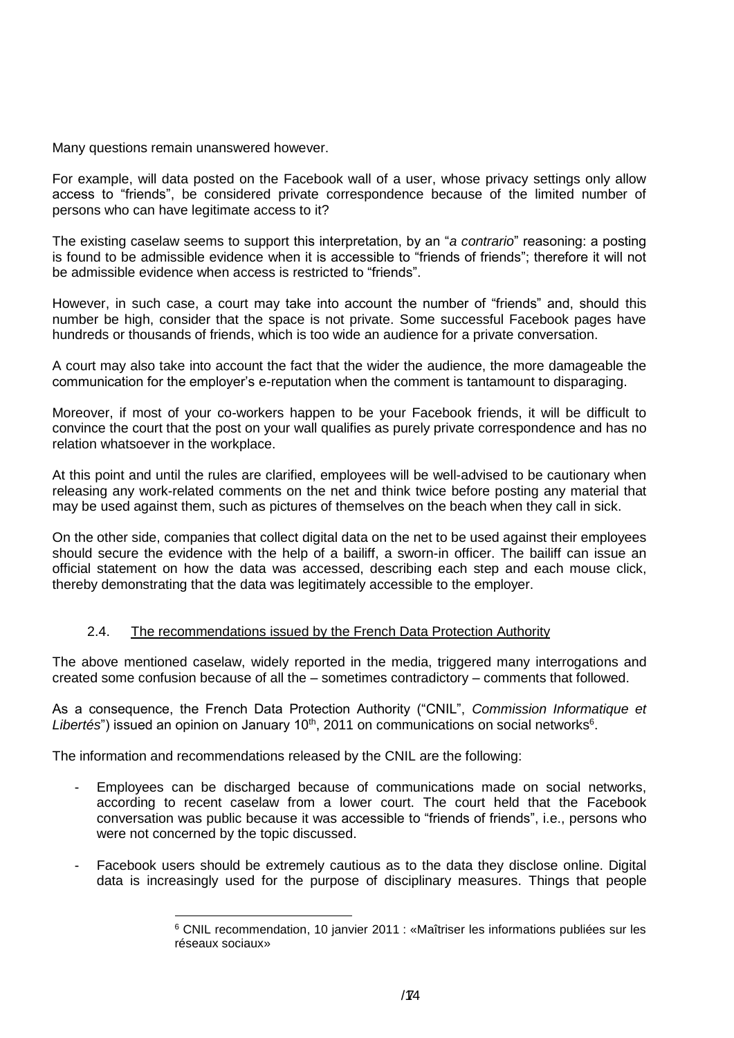Many questions remain unanswered however.

For example, will data posted on the Facebook wall of a user, whose privacy settings only allow access to "friends", be considered private correspondence because of the limited number of persons who can have legitimate access to it?

The existing caselaw seems to support this interpretation, by an "*a contrario*" reasoning: a posting is found to be admissible evidence when it is accessible to "friends of friends"; therefore it will not be admissible evidence when access is restricted to "friends".

However, in such case, a court may take into account the number of "friends" and, should this number be high, consider that the space is not private. Some successful Facebook pages have hundreds or thousands of friends, which is too wide an audience for a private conversation.

A court may also take into account the fact that the wider the audience, the more damageable the communication for the employer's e-reputation when the comment is tantamount to disparaging.

Moreover, if most of your co-workers happen to be your Facebook friends, it will be difficult to convince the court that the post on your wall qualifies as purely private correspondence and has no relation whatsoever in the workplace.

At this point and until the rules are clarified, employees will be well-advised to be cautionary when releasing any work-related comments on the net and think twice before posting any material that may be used against them, such as pictures of themselves on the beach when they call in sick.

On the other side, companies that collect digital data on the net to be used against their employees should secure the evidence with the help of a bailiff, a sworn-in officer. The bailiff can issue an official statement on how the data was accessed, describing each step and each mouse click, thereby demonstrating that the data was legitimately accessible to the employer.

### 2.4. The recommendations issued by the French Data Protection Authority

The above mentioned caselaw, widely reported in the media, triggered many interrogations and created some confusion because of all the – sometimes contradictory – comments that followed.

As a consequence, the French Data Protection Authority ("CNIL", *Commission Informatique et Libertés*") issued an opinion on January 10th, 2011 on communications on social networks[6].

The information and recommendations released by the CNIL are the following:

- Employees can be discharged because of communications made on social networks, according to recent caselaw from a lower court. The court held that the Facebook conversation was public because it was accessible to "friends of friends", i.e., persons who were not concerned by the topic discussed.
- Facebook users should be extremely cautious as to the data they disclose online. Digital data is increasingly used for the purpose of disciplinary measures. Things that people

[6] CNIL recommendation, 10 janvier 2011 : «Maîtriser les informations publiées sur les réseaux sociaux»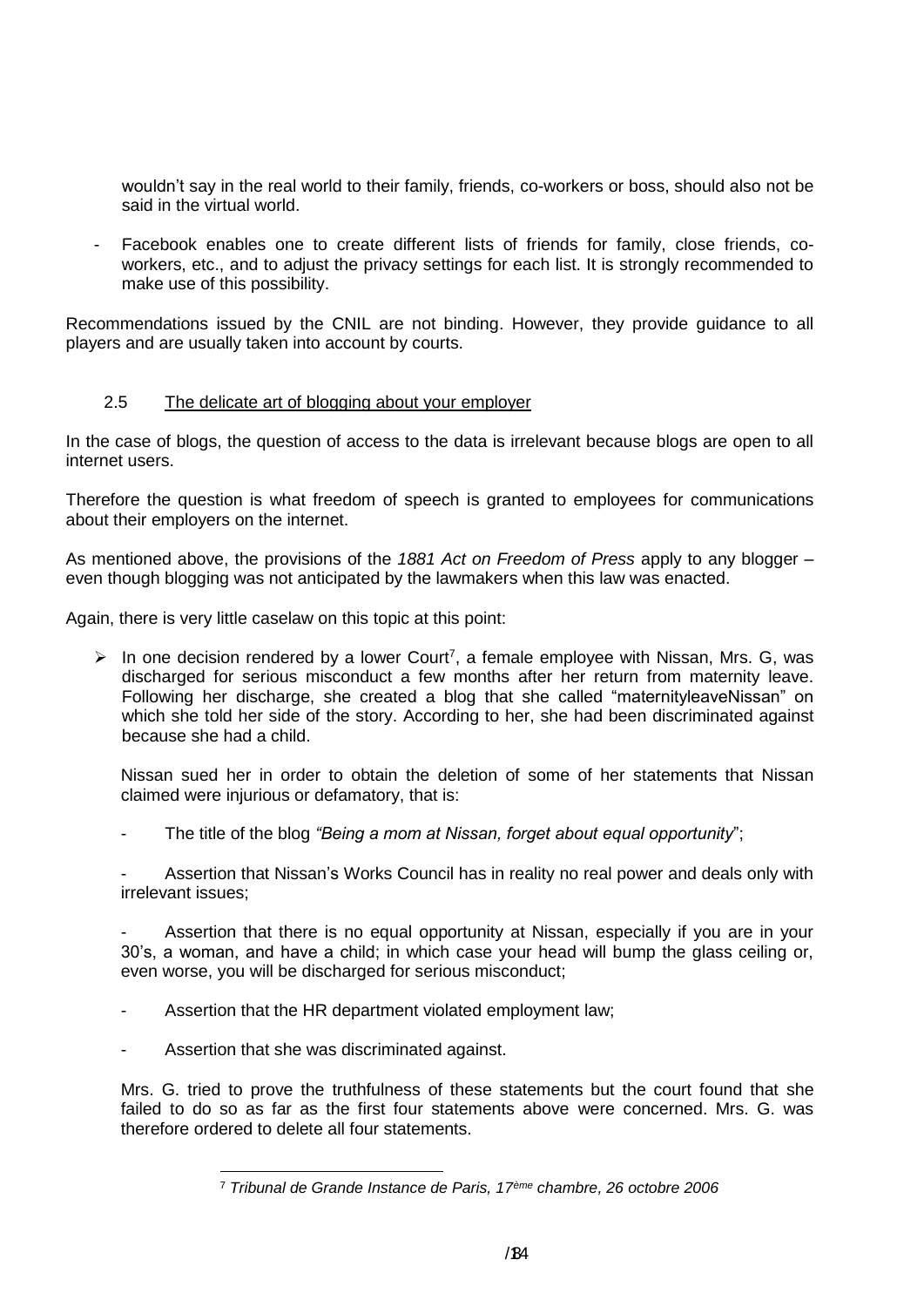wouldn't say in the real world to their family, friends, co-workers or boss, should also not be said in the virtual world.

- Facebook enables one to create different lists of friends for family, close friends, co-workers, etc., and to adjust the privacy settings for each list. It is strongly recommended to make use of this possibility.

Recommendations issued by the CNIL are not binding. However, they provide guidance to all players and are usually taken into account by courts.

### 2.5 The delicate art of blogging about your employer

In the case of blogs, the question of access to the data is irrelevant because blogs are open to all internet users.

Therefore the question is what freedom of speech is granted to employees for communications about their employers on the internet.

As mentioned above, the provisions of the *1881 Act on Freedom of Press* apply to any blogger – even though blogging was not anticipated by the lawmakers when this law was enacted.

Again, there is very little caselaw on this topic at this point:

- In one decision rendered by a lower Court[7], a female employee with Nissan, Mrs. G, was discharged for serious misconduct a few months after her return from maternity leave. Following her discharge, she created a blog that she called "maternityleaveNissan" on which she told her side of the story. According to her, she had been discriminated against because she had a child.

  Nissan sued her in order to obtain the deletion of some of her statements that Nissan claimed were injurious or defamatory, that is:

  - The title of the blog *"Being a mom at Nissan, forget about equal opportunity*";
  - Assertion that Nissan's Works Council has in reality no real power and deals only with irrelevant issues;
  - Assertion that there is no equal opportunity at Nissan, especially if you are in your 30's, a woman, and have a child; in which case your head will bump the glass ceiling or, even worse, you will be discharged for serious misconduct;
  - Assertion that the HR department violated employment law;
  - Assertion that she was discriminated against.

  Mrs. G. tried to prove the truthfulness of these statements but the court found that she failed to do so as far as the first four statements above were concerned. Mrs. G. was therefore ordered to delete all four statements.

[7] *Tribunal de Grande Instance de Paris, 17ème chambre, 26 octobre 2006*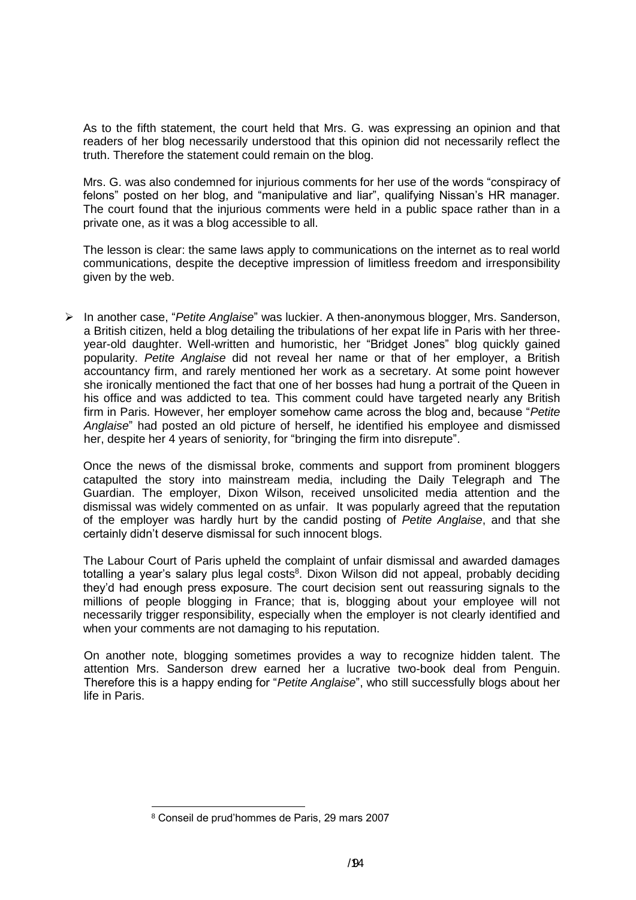As to the fifth statement, the court held that Mrs. G. was expressing an opinion and that readers of her blog necessarily understood that this opinion did not necessarily reflect the truth. Therefore the statement could remain on the blog.

Mrs. G. was also condemned for injurious comments for her use of the words "conspiracy of felons" posted on her blog, and "manipulative and liar", qualifying Nissan's HR manager. The court found that the injurious comments were held in a public space rather than in a private one, as it was a blog accessible to all.

The lesson is clear: the same laws apply to communications on the internet as to real world communications, despite the deceptive impression of limitless freedom and irresponsibility given by the web.

- In another case, "*Petite Anglaise*" was luckier. A then-anonymous blogger, Mrs. Sanderson, a British citizen, held a blog detailing the tribulations of her expat life in Paris with her three-year-old daughter. Well-written and humoristic, her "Bridget Jones" blog quickly gained popularity. *Petite Anglaise* did not reveal her name or that of her employer, a British accountancy firm, and rarely mentioned her work as a secretary. At some point however she ironically mentioned the fact that one of her bosses had hung a portrait of the Queen in his office and was addicted to tea. This comment could have targeted nearly any British firm in Paris. However, her employer somehow came across the blog and, because "*Petite Anglaise*" had posted an old picture of herself, he identified his employee and dismissed her, despite her 4 years of seniority, for "bringing the firm into disrepute".

  Once the news of the dismissal broke, comments and support from prominent bloggers catapulted the story into mainstream media, including the Daily Telegraph and The Guardian. The employer, Dixon Wilson, received unsolicited media attention and the dismissal was widely commented on as unfair. It was popularly agreed that the reputation of the employer was hardly hurt by the candid posting of *Petite Anglaise*, and that she certainly didn't deserve dismissal for such innocent blogs.

  The Labour Court of Paris upheld the complaint of unfair dismissal and awarded damages totalling a year's salary plus legal costs[8]. Dixon Wilson did not appeal, probably deciding they'd had enough press exposure. The court decision sent out reassuring signals to the millions of people blogging in France; that is, blogging about your employee will not necessarily trigger responsibility, especially when the employer is not clearly identified and when your comments are not damaging to his reputation.

  On another note, blogging sometimes provides a way to recognize hidden talent. The attention Mrs. Sanderson drew earned her a lucrative two-book deal from Penguin. Therefore this is a happy ending for "*Petite Anglaise*", who still successfully blogs about her life in Paris.

---

[8] Conseil de prud'hommes de Paris, 29 mars 2007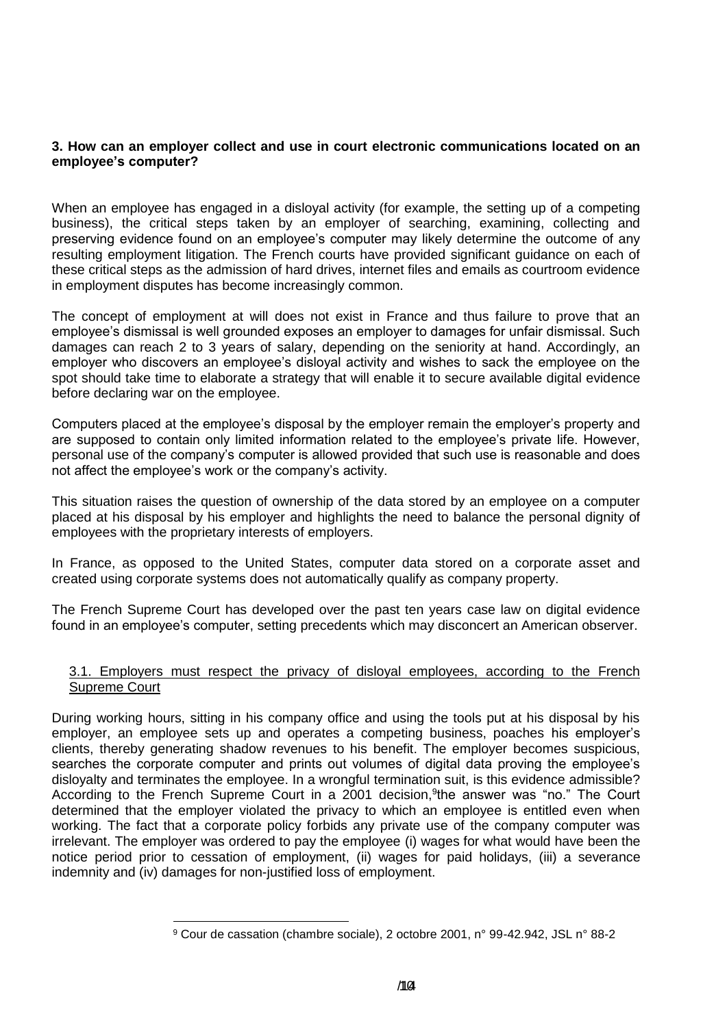**3. How can an employer collect and use in court electronic communications located on an employee's computer?**

When an employee has engaged in a disloyal activity (for example, the setting up of a competing business), the critical steps taken by an employer of searching, examining, collecting and preserving evidence found on an employee's computer may likely determine the outcome of any resulting employment litigation. The French courts have provided significant guidance on each of these critical steps as the admission of hard drives, internet files and emails as courtroom evidence in employment disputes has become increasingly common.

The concept of employment at will does not exist in France and thus failure to prove that an employee's dismissal is well grounded exposes an employer to damages for unfair dismissal. Such damages can reach 2 to 3 years of salary, depending on the seniority at hand. Accordingly, an employer who discovers an employee's disloyal activity and wishes to sack the employee on the spot should take time to elaborate a strategy that will enable it to secure available digital evidence before declaring war on the employee.

Computers placed at the employee's disposal by the employer remain the employer's property and are supposed to contain only limited information related to the employee's private life. However, personal use of the company's computer is allowed provided that such use is reasonable and does not affect the employee's work or the company's activity.

This situation raises the question of ownership of the data stored by an employee on a computer placed at his disposal by his employer and highlights the need to balance the personal dignity of employees with the proprietary interests of employers.

In France, as opposed to the United States, computer data stored on a corporate asset and created using corporate systems does not automatically qualify as company property.

The French Supreme Court has developed over the past ten years case law on digital evidence found in an employee's computer, setting precedents which may disconcert an American observer.

<u>3.1. Employers must respect the privacy of disloyal employees, according to the French Supreme Court</u>

During working hours, sitting in his company office and using the tools put at his disposal by his employer, an employee sets up and operates a competing business, poaches his employer's clients, thereby generating shadow revenues to his benefit. The employer becomes suspicious, searches the corporate computer and prints out volumes of digital data proving the employee's disloyalty and terminates the employee. In a wrongful termination suit, is this evidence admissible? According to the French Supreme Court in a 2001 decision,[9] the answer was "no." The Court determined that the employer violated the privacy to which an employee is entitled even when working. The fact that a corporate policy forbids any private use of the company computer was irrelevant. The employer was ordered to pay the employee (i) wages for what would have been the notice period prior to cessation of employment, (ii) wages for paid holidays, (iii) a severance indemnity and (iv) damages for non-justified loss of employment.

[9] Cour de cassation (chambre sociale), 2 octobre 2001, n° 99-42.942, JSL n° 88-2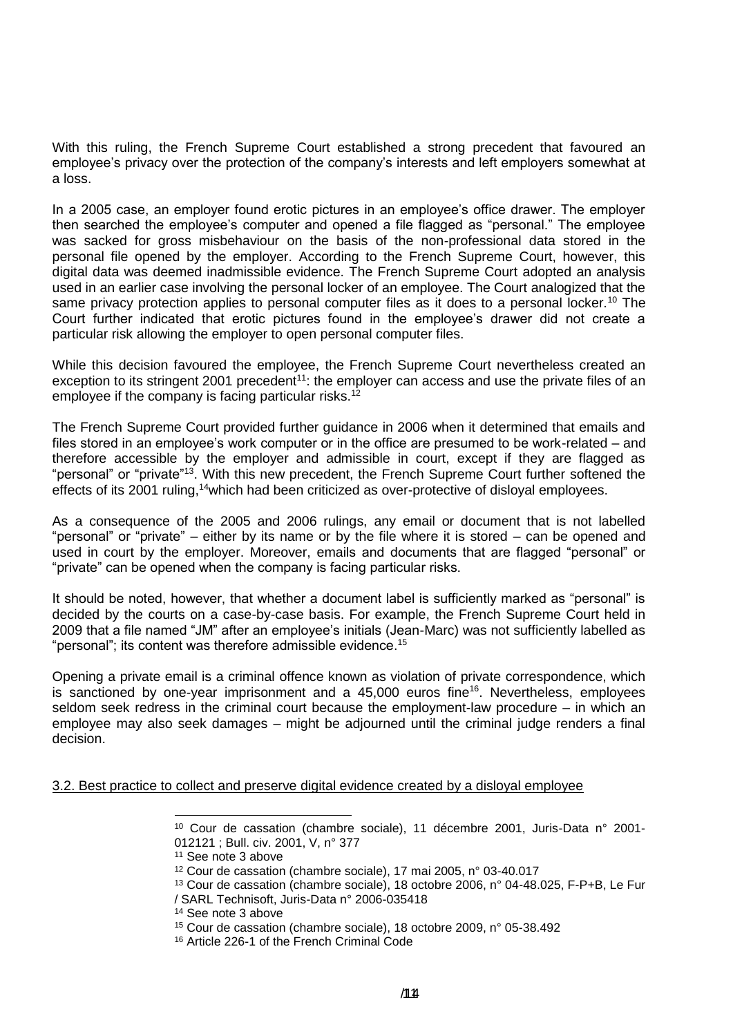With this ruling, the French Supreme Court established a strong precedent that favoured an employee's privacy over the protection of the company's interests and left employers somewhat at a loss.

In a 2005 case, an employer found erotic pictures in an employee's office drawer. The employer then searched the employee's computer and opened a file flagged as "personal." The employee was sacked for gross misbehaviour on the basis of the non-professional data stored in the personal file opened by the employer. According to the French Supreme Court, however, this digital data was deemed inadmissible evidence. The French Supreme Court adopted an analysis used in an earlier case involving the personal locker of an employee. The Court analogized that the same privacy protection applies to personal computer files as it does to a personal locker.[10] The Court further indicated that erotic pictures found in the employee's drawer did not create a particular risk allowing the employer to open personal computer files.

While this decision favoured the employee, the French Supreme Court nevertheless created an exception to its stringent 2001 precedent[11]: the employer can access and use the private files of an employee if the company is facing particular risks.[12]

The French Supreme Court provided further guidance in 2006 when it determined that emails and files stored in an employee's work computer or in the office are presumed to be work-related – and therefore accessible by the employer and admissible in court, except if they are flagged as "personal" or "private"[13]. With this new precedent, the French Supreme Court further softened the effects of its 2001 ruling,[14] which had been criticized as over-protective of disloyal employees.

As a consequence of the 2005 and 2006 rulings, any email or document that is not labelled "personal" or "private" – either by its name or by the file where it is stored – can be opened and used in court by the employer. Moreover, emails and documents that are flagged "personal" or "private" can be opened when the company is facing particular risks.

It should be noted, however, that whether a document label is sufficiently marked as "personal" is decided by the courts on a case-by-case basis. For example, the French Supreme Court held in 2009 that a file named "JM" after an employee's initials (Jean-Marc) was not sufficiently labelled as "personal"; its content was therefore admissible evidence.[15]

Opening a private email is a criminal offence known as violation of private correspondence, which is sanctioned by one-year imprisonment and a 45,000 euros fine[16]. Nevertheless, employees seldom seek redress in the criminal court because the employment-law procedure – in which an employee may also seek damages – might be adjourned until the criminal judge renders a final decision.

3.2. Best practice to collect and preserve digital evidence created by a disloyal employee

[10] Cour de cassation (chambre sociale), 11 décembre 2001, Juris-Data n° 2001-012121 ; Bull. civ. 2001, V, n° 377

[11] See note 3 above

[12] Cour de cassation (chambre sociale), 17 mai 2005, n° 03-40.017

[13] Cour de cassation (chambre sociale), 18 octobre 2006, n° 04-48.025, F-P+B, Le Fur / SARL Technisoft, Juris-Data n° 2006-035418

[14] See note 3 above

[15] Cour de cassation (chambre sociale), 18 octobre 2009, n° 05-38.492

[16] Article 226-1 of the French Criminal Code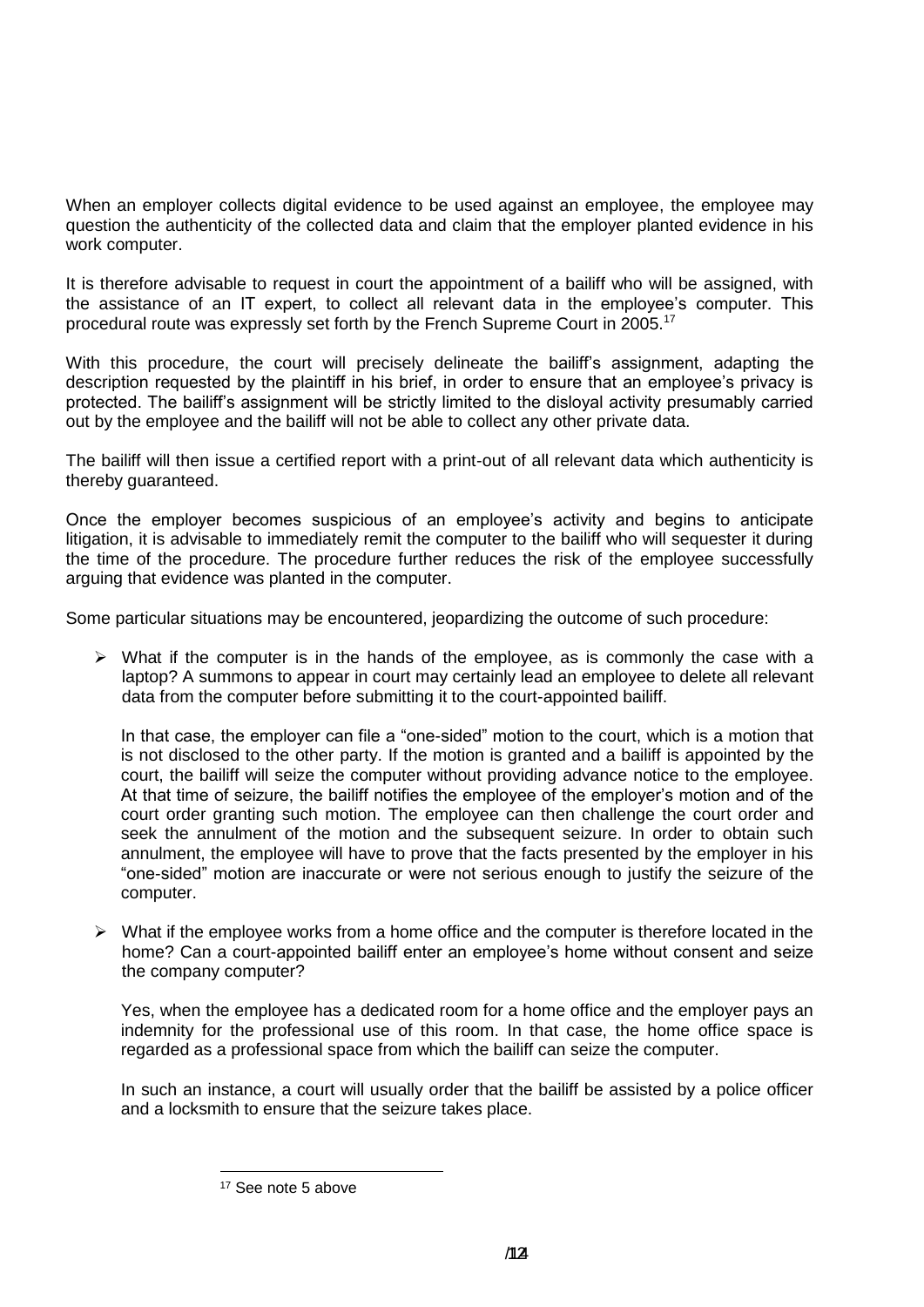When an employer collects digital evidence to be used against an employee, the employee may question the authenticity of the collected data and claim that the employer planted evidence in his work computer.

It is therefore advisable to request in court the appointment of a bailiff who will be assigned, with the assistance of an IT expert, to collect all relevant data in the employee's computer. This procedural route was expressly set forth by the French Supreme Court in 2005.[17]

With this procedure, the court will precisely delineate the bailiff's assignment, adapting the description requested by the plaintiff in his brief, in order to ensure that an employee's privacy is protected. The bailiff's assignment will be strictly limited to the disloyal activity presumably carried out by the employee and the bailiff will not be able to collect any other private data.

The bailiff will then issue a certified report with a print-out of all relevant data which authenticity is thereby guaranteed.

Once the employer becomes suspicious of an employee's activity and begins to anticipate litigation, it is advisable to immediately remit the computer to the bailiff who will sequester it during the time of the procedure. The procedure further reduces the risk of the employee successfully arguing that evidence was planted in the computer.

Some particular situations may be encountered, jeopardizing the outcome of such procedure:

- What if the computer is in the hands of the employee, as is commonly the case with a laptop? A summons to appear in court may certainly lead an employee to delete all relevant data from the computer before submitting it to the court-appointed bailiff.

  In that case, the employer can file a "one-sided" motion to the court, which is a motion that is not disclosed to the other party. If the motion is granted and a bailiff is appointed by the court, the bailiff will seize the computer without providing advance notice to the employee. At that time of seizure, the bailiff notifies the employee of the employer's motion and of the court order granting such motion. The employee can then challenge the court order and seek the annulment of the motion and the subsequent seizure. In order to obtain such annulment, the employee will have to prove that the facts presented by the employer in his "one-sided" motion are inaccurate or were not serious enough to justify the seizure of the computer.

- What if the employee works from a home office and the computer is therefore located in the home? Can a court-appointed bailiff enter an employee's home without consent and seize the company computer?

  Yes, when the employee has a dedicated room for a home office and the employer pays an indemnity for the professional use of this room. In that case, the home office space is regarded as a professional space from which the bailiff can seize the computer.

  In such an instance, a court will usually order that the bailiff be assisted by a police officer and a locksmith to ensure that the seizure takes place.

---

[17] See note 5 above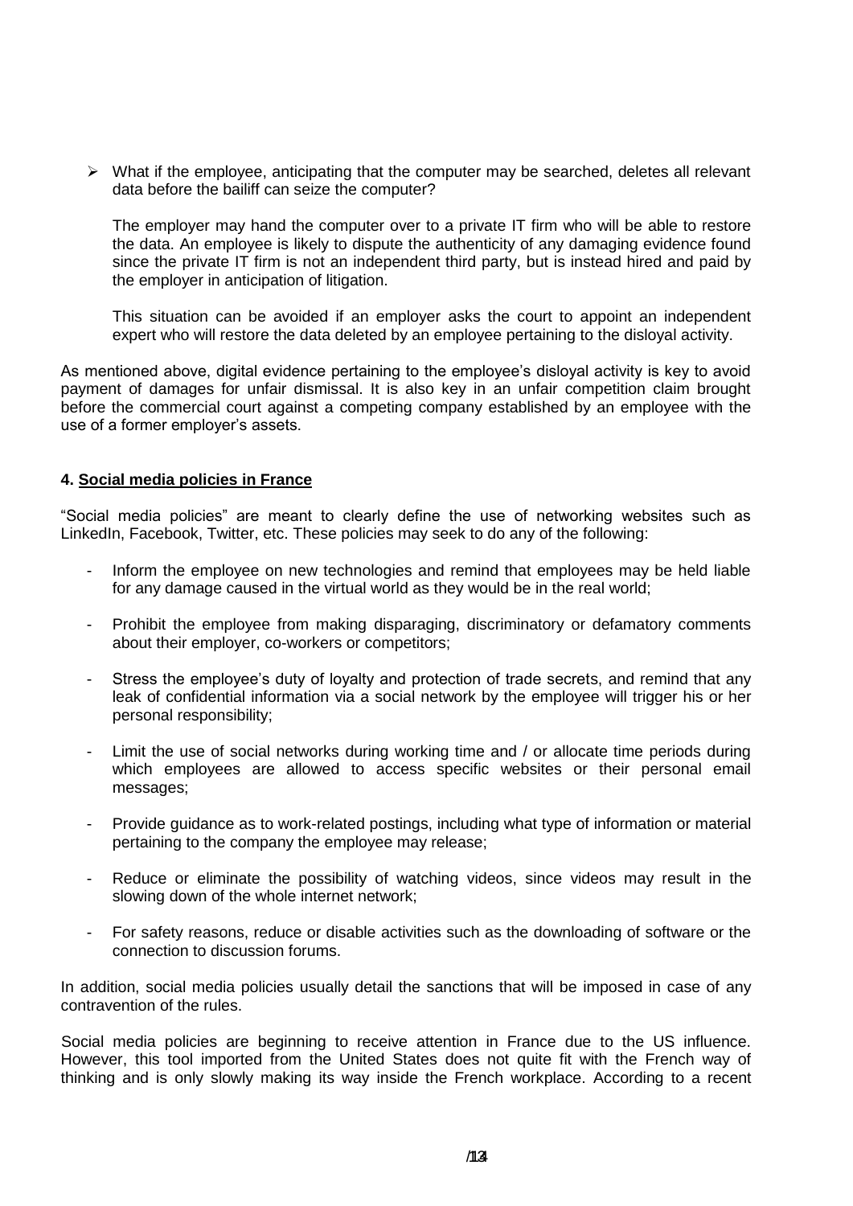- What if the employee, anticipating that the computer may be searched, deletes all relevant data before the bailiff can seize the computer?

  The employer may hand the computer over to a private IT firm who will be able to restore the data. An employee is likely to dispute the authenticity of any damaging evidence found since the private IT firm is not an independent third party, but is instead hired and paid by the employer in anticipation of litigation.

  This situation can be avoided if an employer asks the court to appoint an independent expert who will restore the data deleted by an employee pertaining to the disloyal activity.

As mentioned above, digital evidence pertaining to the employee's disloyal activity is key to avoid payment of damages for unfair dismissal. It is also key in an unfair competition claim brought before the commercial court against a competing company established by an employee with the use of a former employer's assets.

#### 4. Social media policies in France

"Social media policies" are meant to clearly define the use of networking websites such as LinkedIn, Facebook, Twitter, etc. These policies may seek to do any of the following:

- Inform the employee on new technologies and remind that employees may be held liable for any damage caused in the virtual world as they would be in the real world;
- Prohibit the employee from making disparaging, discriminatory or defamatory comments about their employer, co-workers or competitors;
- Stress the employee's duty of loyalty and protection of trade secrets, and remind that any leak of confidential information via a social network by the employee will trigger his or her personal responsibility;
- Limit the use of social networks during working time and / or allocate time periods during which employees are allowed to access specific websites or their personal email messages;
- Provide guidance as to work-related postings, including what type of information or material pertaining to the company the employee may release;
- Reduce or eliminate the possibility of watching videos, since videos may result in the slowing down of the whole internet network;
- For safety reasons, reduce or disable activities such as the downloading of software or the connection to discussion forums.

In addition, social media policies usually detail the sanctions that will be imposed in case of any contravention of the rules.

Social media policies are beginning to receive attention in France due to the US influence. However, this tool imported from the United States does not quite fit with the French way of thinking and is only slowly making its way inside the French workplace. According to a recent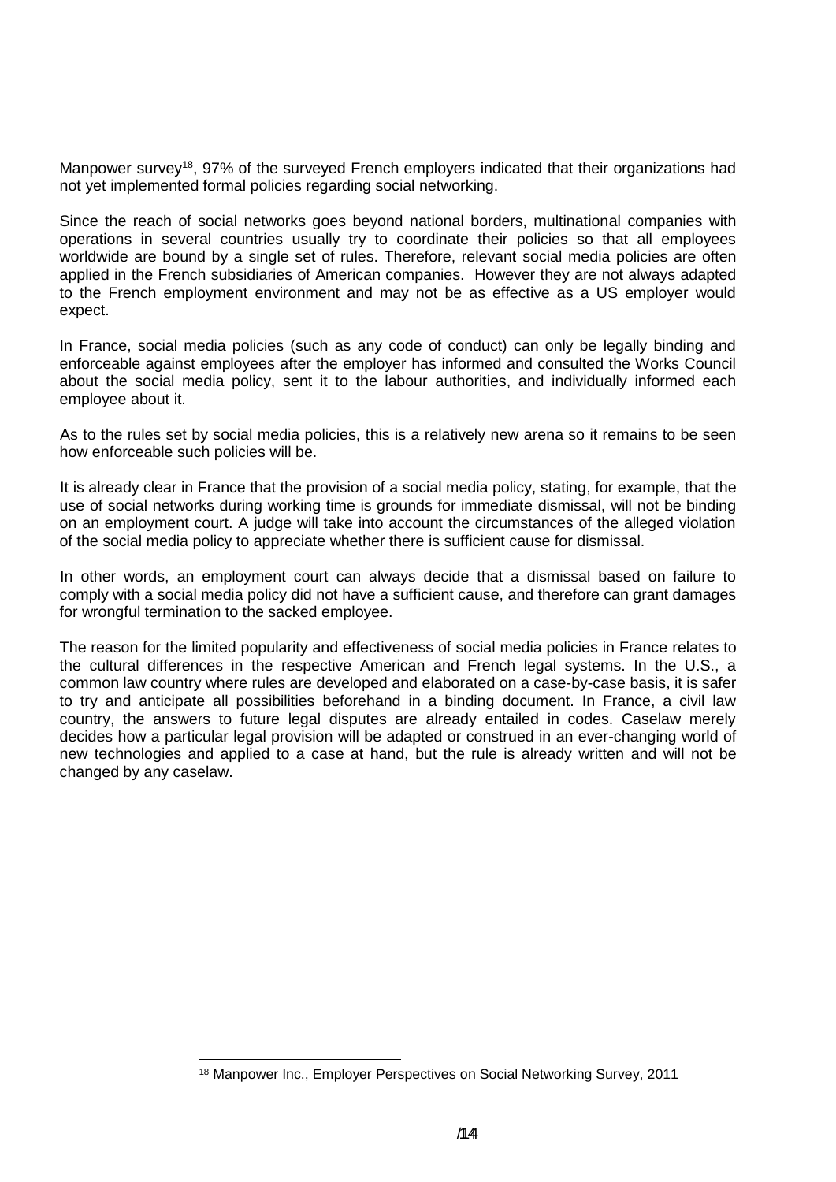Manpower survey[18], 97% of the surveyed French employers indicated that their organizations had not yet implemented formal policies regarding social networking.

Since the reach of social networks goes beyond national borders, multinational companies with operations in several countries usually try to coordinate their policies so that all employees worldwide are bound by a single set of rules. Therefore, relevant social media policies are often applied in the French subsidiaries of American companies. However they are not always adapted to the French employment environment and may not be as effective as a US employer would expect.

In France, social media policies (such as any code of conduct) can only be legally binding and enforceable against employees after the employer has informed and consulted the Works Council about the social media policy, sent it to the labour authorities, and individually informed each employee about it.

As to the rules set by social media policies, this is a relatively new arena so it remains to be seen how enforceable such policies will be.

It is already clear in France that the provision of a social media policy, stating, for example, that the use of social networks during working time is grounds for immediate dismissal, will not be binding on an employment court. A judge will take into account the circumstances of the alleged violation of the social media policy to appreciate whether there is sufficient cause for dismissal.

In other words, an employment court can always decide that a dismissal based on failure to comply with a social media policy did not have a sufficient cause, and therefore can grant damages for wrongful termination to the sacked employee.

The reason for the limited popularity and effectiveness of social media policies in France relates to the cultural differences in the respective American and French legal systems. In the U.S., a common law country where rules are developed and elaborated on a case-by-case basis, it is safer to try and anticipate all possibilities beforehand in a binding document. In France, a civil law country, the answers to future legal disputes are already entailed in codes. Caselaw merely decides how a particular legal provision will be adapted or construed in an ever-changing world of new technologies and applied to a case at hand, but the rule is already written and will not be changed by any caselaw.

[18] Manpower Inc., Employer Perspectives on Social Networking Survey, 2011